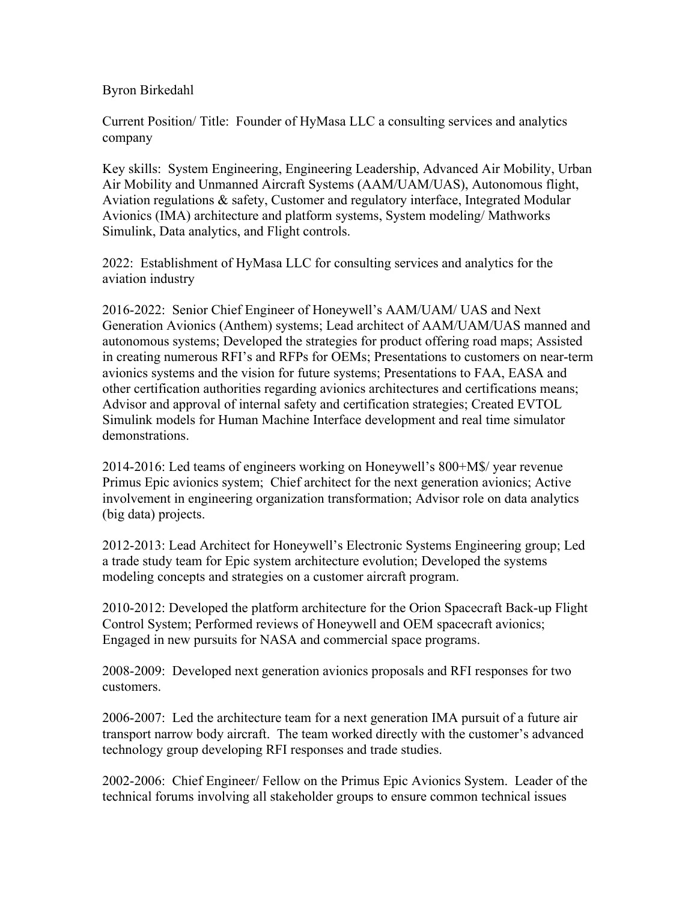Byron Birkedahl

Current Position/ Title: Founder of HyMasa LLC a consulting services and analytics company

Key skills: System Engineering, Engineering Leadership, Advanced Air Mobility, Urban Air Mobility and Unmanned Aircraft Systems (AAM/UAM/UAS), Autonomous flight, Aviation regulations & safety, Customer and regulatory interface, Integrated Modular Avionics (IMA) architecture and platform systems, System modeling/ Mathworks Simulink, Data analytics, and Flight controls.

2022: Establishment of HyMasa LLC for consulting services and analytics for the aviation industry

2016-2022: Senior Chief Engineer of Honeywell's AAM/UAM/ UAS and Next Generation Avionics (Anthem) systems; Lead architect of AAM/UAM/UAS manned and autonomous systems; Developed the strategies for product offering road maps; Assisted in creating numerous RFI's and RFPs for OEMs; Presentations to customers on near-term avionics systems and the vision for future systems; Presentations to FAA, EASA and other certification authorities regarding avionics architectures and certifications means; Advisor and approval of internal safety and certification strategies; Created EVTOL Simulink models for Human Machine Interface development and real time simulator demonstrations.

2014-2016: Led teams of engineers working on Honeywell's 800+M$/ year revenue Primus Epic avionics system; Chief architect for the next generation avionics; Active involvement in engineering organization transformation; Advisor role on data analytics (big data) projects.

2012-2013: Lead Architect for Honeywell's Electronic Systems Engineering group; Led a trade study team for Epic system architecture evolution; Developed the systems modeling concepts and strategies on a customer aircraft program.

2010-2012: Developed the platform architecture for the Orion Spacecraft Back-up Flight Control System; Performed reviews of Honeywell and OEM spacecraft avionics; Engaged in new pursuits for NASA and commercial space programs.

2008-2009: Developed next generation avionics proposals and RFI responses for two customers.

2006-2007: Led the architecture team for a next generation IMA pursuit of a future air transport narrow body aircraft. The team worked directly with the customer's advanced technology group developing RFI responses and trade studies.

2002-2006: Chief Engineer/ Fellow on the Primus Epic Avionics System. Leader of the technical forums involving all stakeholder groups to ensure common technical issues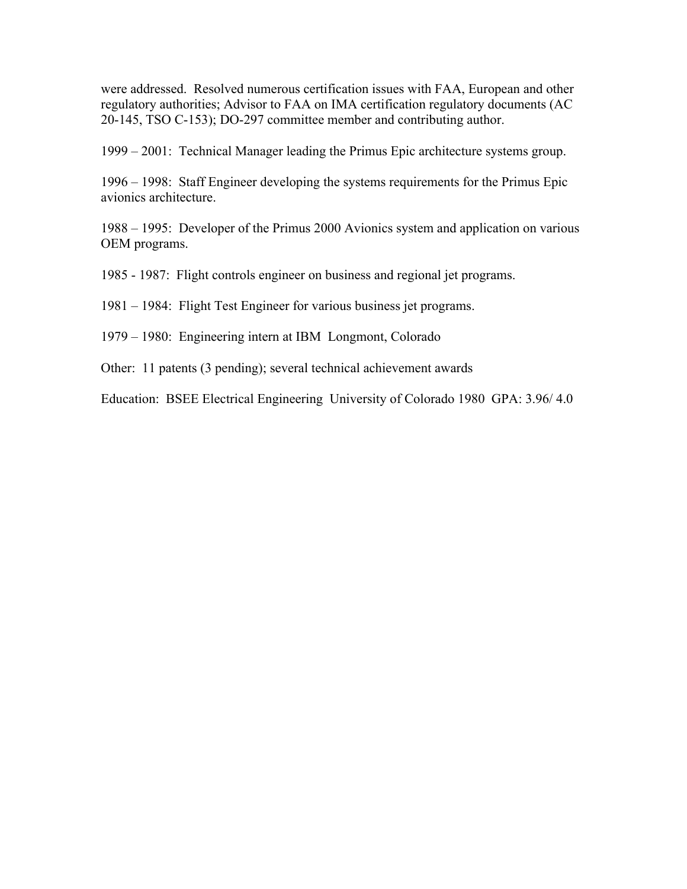were addressed. Resolved numerous certification issues with FAA, European and other regulatory authorities; Advisor to FAA on IMA certification regulatory documents (AC 20-145, TSO C-153); DO-297 committee member and contributing author.

1999 – 2001: Technical Manager leading the Primus Epic architecture systems group.

1996 – 1998: Staff Engineer developing the systems requirements for the Primus Epic avionics architecture.

1988 – 1995: Developer of the Primus 2000 Avionics system and application on various OEM programs.

1985 - 1987: Flight controls engineer on business and regional jet programs.

1981 – 1984: Flight Test Engineer for various business jet programs.

1979 – 1980: Engineering intern at IBM Longmont, Colorado

Other: 11 patents (3 pending); several technical achievement awards

Education: BSEE Electrical Engineering University of Colorado 1980 GPA: 3.96/ 4.0